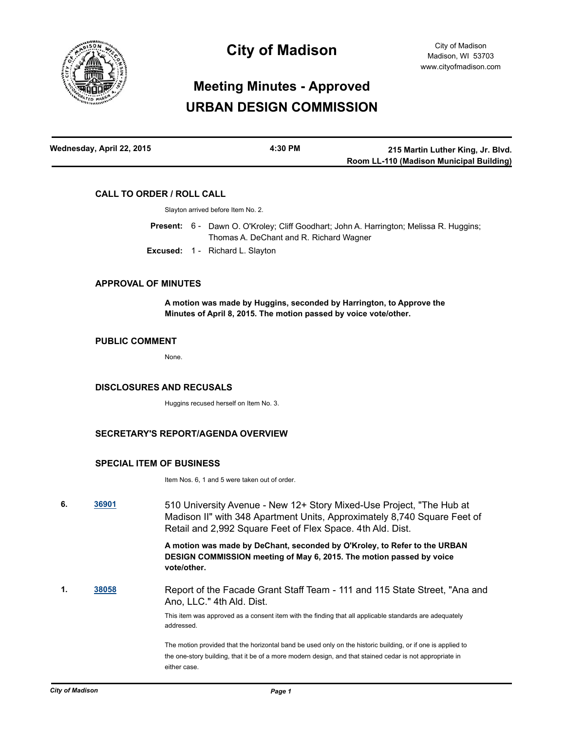# City of Madison

City of Madison
Madison, WI 53703
www.cityofmadison.com

## Meeting Minutes - Approved
## URBAN DESIGN COMMISSION

| Wednesday, April 22, 2015 | 4:30 PM | 215 Martin Luther King, Jr. Blvd. Room LL-110 (Madison Municipal Building) |
|---|---|---|

### CALL TO ORDER / ROLL CALL

Slayton arrived before Item No. 2.

**Present:** 6 - Dawn O. O'Kroley; Cliff Goodhart; John A. Harrington; Melissa R. Huggins; Thomas A. DeChant and R. Richard Wagner

**Excused:** 1 - Richard L. Slayton

### APPROVAL OF MINUTES

**A motion was made by Huggins, seconded by Harrington, to Approve the Minutes of April 8, 2015. The motion passed by voice vote/other.**

### PUBLIC COMMENT

None.

### DISCLOSURES AND RECUSALS

Huggins recused herself on Item No. 3.

### SECRETARY'S REPORT/AGENDA OVERVIEW

### SPECIAL ITEM OF BUSINESS

Item Nos. 6, 1 and 5 were taken out of order.

**6.** [36901] 510 University Avenue - New 12+ Story Mixed-Use Project, "The Hub at Madison II" with 348 Apartment Units, Approximately 8,740 Square Feet of Retail and 2,992 Square Feet of Flex Space. 4th Ald. Dist.

**A motion was made by DeChant, seconded by O'Kroley, to Refer to the URBAN DESIGN COMMISSION meeting of May 6, 2015. The motion passed by voice vote/other.**

**1.** [38058] Report of the Facade Grant Staff Team - 111 and 115 State Street, "Ana and Ano, LLC." 4th Ald. Dist.

This item was approved as a consent item with the finding that all applicable standards are adequately addressed.

The motion provided that the horizontal band be used only on the historic building, or if one is applied to the one-story building, that it be of a more modern design, and that stained cedar is not appropriate in either case.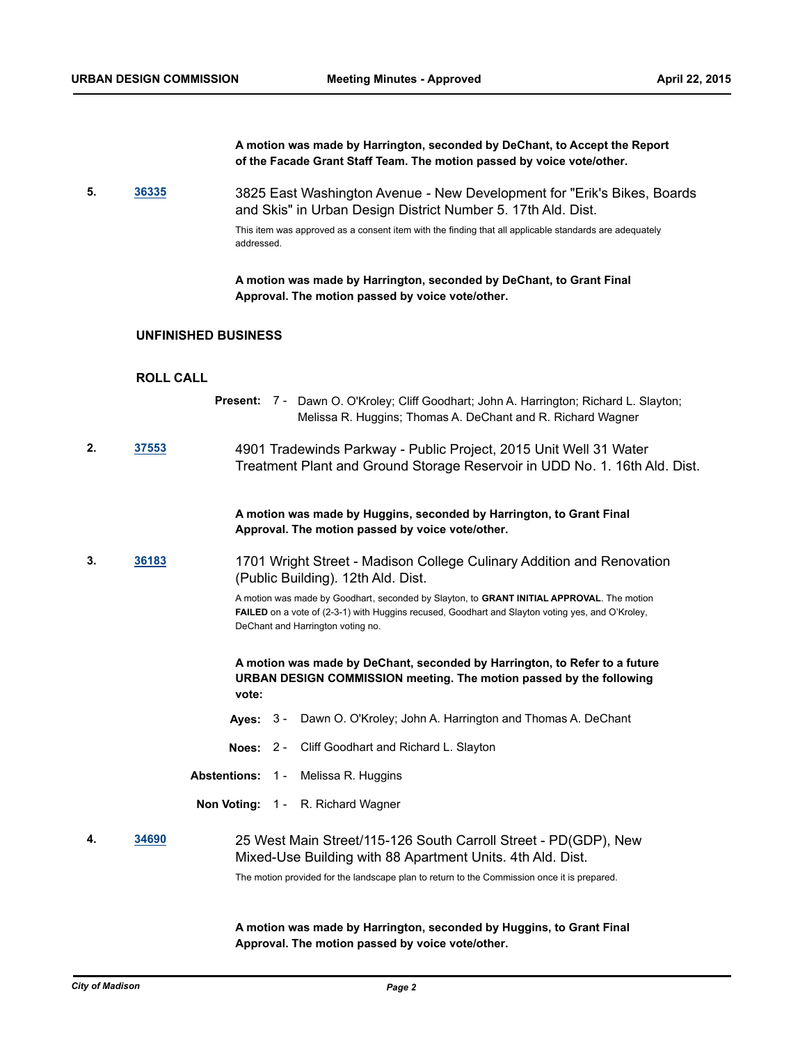**A motion was made by Harrington, seconded by DeChant, to Accept the Report of the Facade Grant Staff Team. The motion passed by voice vote/other.**

**5.** [36335] 3825 East Washington Avenue - New Development for "Erik's Bikes, Boards and Skis" in Urban Design District Number 5. 17th Ald. Dist.

This item was approved as a consent item with the finding that all applicable standards are adequately addressed.

**A motion was made by Harrington, seconded by DeChant, to Grant Final Approval. The motion passed by voice vote/other.**

## UNFINISHED BUSINESS

## ROLL CALL

**Present:** 7 - Dawn O. O'Kroley; Cliff Goodhart; John A. Harrington; Richard L. Slayton; Melissa R. Huggins; Thomas A. DeChant and R. Richard Wagner

**2.** [37553] 4901 Tradewinds Parkway - Public Project, 2015 Unit Well 31 Water Treatment Plant and Ground Storage Reservoir in UDD No. 1. 16th Ald. Dist.

**A motion was made by Huggins, seconded by Harrington, to Grant Final Approval. The motion passed by voice vote/other.**

**3.** [36183] 1701 Wright Street - Madison College Culinary Addition and Renovation (Public Building). 12th Ald. Dist.

A motion was made by Goodhart, seconded by Slayton, to **GRANT INITIAL APPROVAL**. The motion **FAILED** on a vote of (2-3-1) with Huggins recused, Goodhart and Slayton voting yes, and O'Kroley, DeChant and Harrington voting no.

**A motion was made by DeChant, seconded by Harrington, to Refer to a future URBAN DESIGN COMMISSION meeting. The motion passed by the following vote:**

**Ayes:** 3 - Dawn O. O'Kroley; John A. Harrington and Thomas A. DeChant

**Noes:** 2 - Cliff Goodhart and Richard L. Slayton

**Abstentions:** 1 - Melissa R. Huggins

**Non Voting:** 1 - R. Richard Wagner

**4.** [34690] 25 West Main Street/115-126 South Carroll Street - PD(GDP), New Mixed-Use Building with 88 Apartment Units. 4th Ald. Dist.

The motion provided for the landscape plan to return to the Commission once it is prepared.

**A motion was made by Harrington, seconded by Huggins, to Grant Final Approval. The motion passed by voice vote/other.**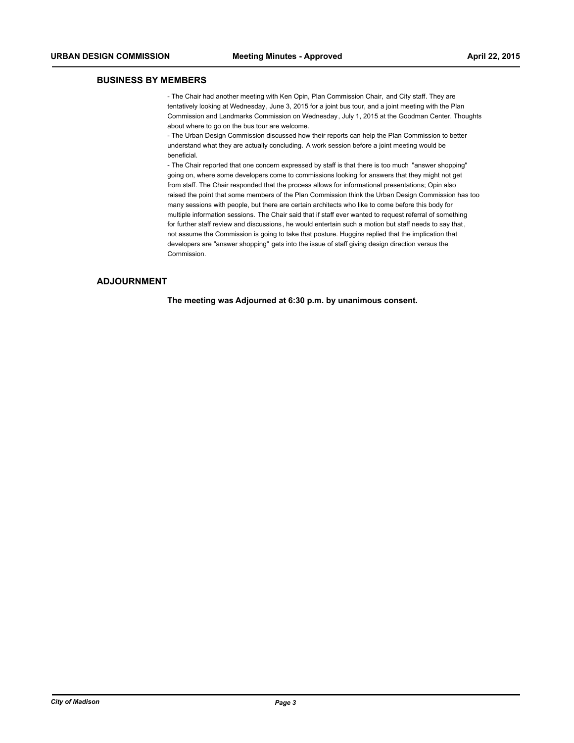## BUSINESS BY MEMBERS

- The Chair had another meeting with Ken Opin, Plan Commission Chair, and City staff. They are tentatively looking at Wednesday, June 3, 2015 for a joint bus tour, and a joint meeting with the Plan Commission and Landmarks Commission on Wednesday, July 1, 2015 at the Goodman Center. Thoughts about where to go on the bus tour are welcome.
- The Urban Design Commission discussed how their reports can help the Plan Commission to better understand what they are actually concluding. A work session before a joint meeting would be beneficial.
- The Chair reported that one concern expressed by staff is that there is too much "answer shopping" going on, where some developers come to commissions looking for answers that they might not get from staff. The Chair responded that the process allows for informational presentations; Opin also raised the point that some members of the Plan Commission think the Urban Design Commission has too many sessions with people, but there are certain architects who like to come before this body for multiple information sessions. The Chair said that if staff ever wanted to request referral of something for further staff review and discussions, he would entertain such a motion but staff needs to say that, not assume the Commission is going to take that posture. Huggins replied that the implication that developers are "answer shopping" gets into the issue of staff giving design direction versus the Commission.

## ADJOURNMENT

**The meeting was Adjourned at 6:30 p.m. by unanimous consent.**